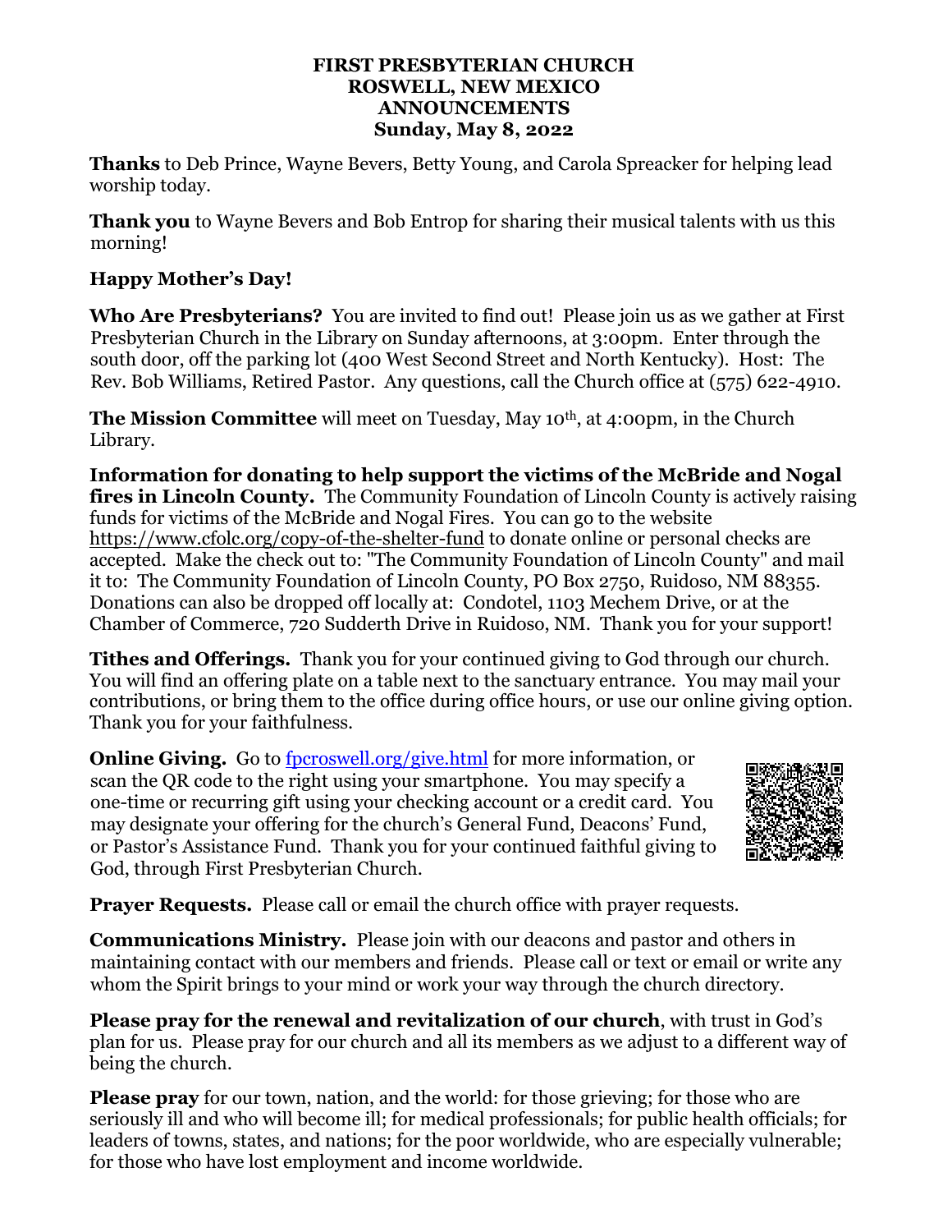# FIRST PRESBYTERIAN CHURCH
# ROSWELL, NEW MEXICO
# ANNOUNCEMENTS
# Sunday, May 8, 2022

**Thanks** to Deb Prince, Wayne Bevers, Betty Young, and Carola Spreacker for helping lead worship today.

**Thank you** to Wayne Bevers and Bob Entrop for sharing their musical talents with us this morning!

**Happy Mother's Day!**

**Who Are Presbyterians?** You are invited to find out! Please join us as we gather at First Presbyterian Church in the Library on Sunday afternoons, at 3:00pm. Enter through the south door, off the parking lot (400 West Second Street and North Kentucky). Host: The Rev. Bob Williams, Retired Pastor. Any questions, call the Church office at (575) 622-4910.

**The Mission Committee** will meet on Tuesday, May 10th, at 4:00pm, in the Church Library.

**Information for donating to help support the victims of the McBride and Nogal fires in Lincoln County.** The Community Foundation of Lincoln County is actively raising funds for victims of the McBride and Nogal Fires. You can go to the website https://www.cfolc.org/copy-of-the-shelter-fund to donate online or personal checks are accepted. Make the check out to: "The Community Foundation of Lincoln County" and mail it to: The Community Foundation of Lincoln County, PO Box 2750, Ruidoso, NM 88355. Donations can also be dropped off locally at: Condotel, 1103 Mechem Drive, or at the Chamber of Commerce, 720 Sudderth Drive in Ruidoso, NM. Thank you for your support!

**Tithes and Offerings.** Thank you for your continued giving to God through our church. You will find an offering plate on a table next to the sanctuary entrance. You may mail your contributions, or bring them to the office during office hours, or use our online giving option. Thank you for your faithfulness.

**Online Giving.** Go to fpcroswell.org/give.html for more information, or scan the QR code to the right using your smartphone. You may specify a one-time or recurring gift using your checking account or a credit card. You may designate your offering for the church's General Fund, Deacons' Fund, or Pastor's Assistance Fund. Thank you for your continued faithful giving to God, through First Presbyterian Church.

**Prayer Requests.** Please call or email the church office with prayer requests.

**Communications Ministry.** Please join with our deacons and pastor and others in maintaining contact with our members and friends. Please call or text or email or write any whom the Spirit brings to your mind or work your way through the church directory.

**Please pray for the renewal and revitalization of our church**, with trust in God's plan for us. Please pray for our church and all its members as we adjust to a different way of being the church.

**Please pray** for our town, nation, and the world: for those grieving; for those who are seriously ill and who will become ill; for medical professionals; for public health officials; for leaders of towns, states, and nations; for the poor worldwide, who are especially vulnerable; for those who have lost employment and income worldwide.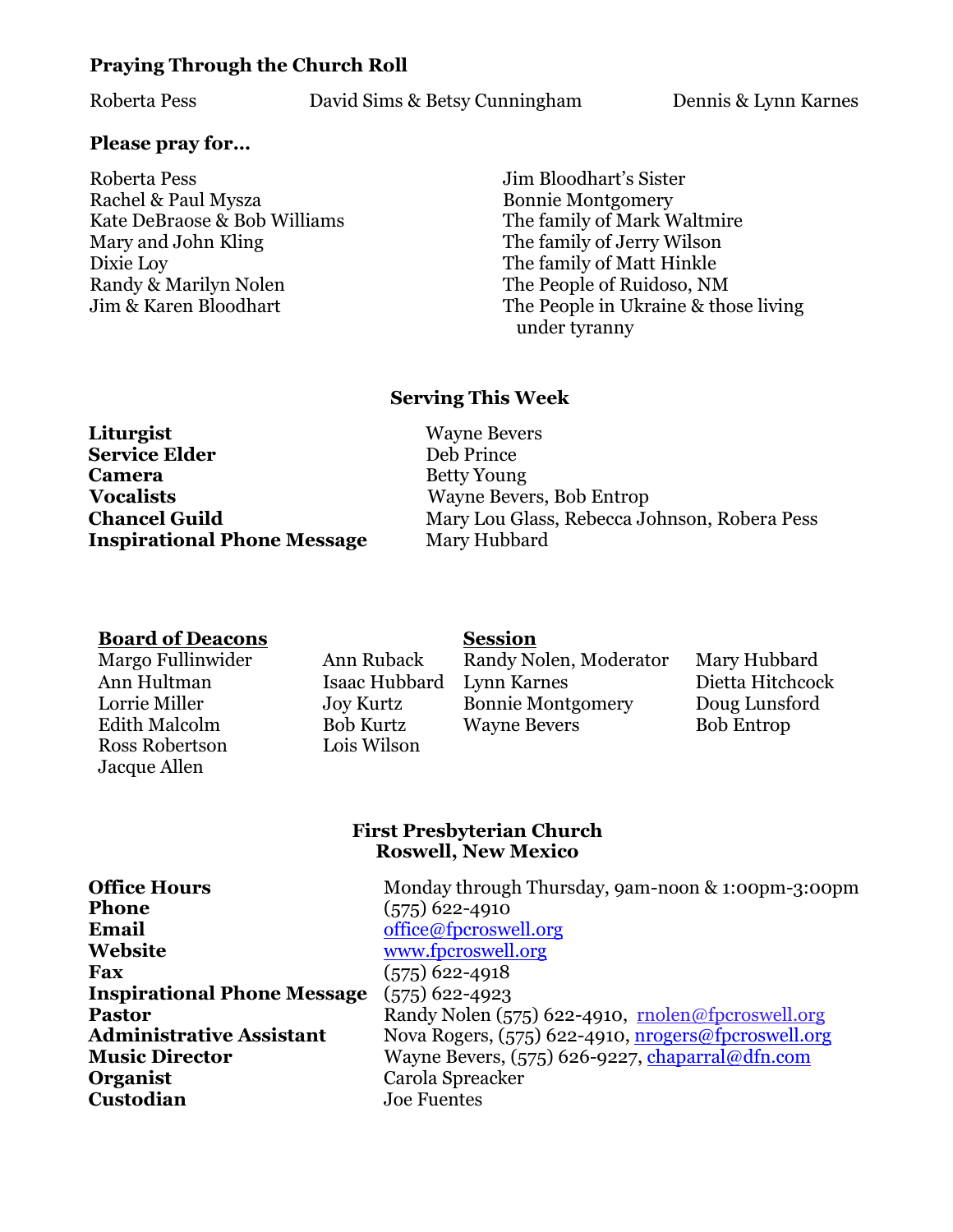**Praying Through the Church Roll**

Roberta Pess | David Sims & Betsy Cunningham | Dennis & Lynn Karnes

**Please pray for…**

Roberta Pess
Rachel & Paul Mysza
Kate DeBraose & Bob Williams
Mary and John Kling
Dixie Loy
Randy & Marilyn Nolen
Jim & Karen Bloodhart
Jim Bloodhart's Sister
Bonnie Montgomery
The family of Mark Waltmire
The family of Jerry Wilson
The family of Matt Hinkle
The People of Ruidoso, NM
The People in Ukraine & those living under tyranny

## Serving This Week

| | |
|---|---|
| **Liturgist** | Wayne Bevers |
| **Service Elder** | Deb Prince |
| **Camera** | Betty Young |
| **Vocalists** | Wayne Bevers, Bob Entrop |
| **Chancel Guild** | Mary Lou Glass, Rebecca Johnson, Robera Pess |
| **Inspirational Phone Message** | Mary Hubbard |

**Board of Deacons**

Margo Fullinwider
Ann Hultman
Lorrie Miller
Edith Malcolm
Ross Robertson
Jacque Allen
Ann Ruback
Isaac Hubbard
Joy Kurtz
Bob Kurtz
Lois Wilson

**Session**

Randy Nolen, Moderator
Lynn Karnes
Bonnie Montgomery
Wayne Bevers
Mary Hubbard
Dietta Hitchcock
Doug Lunsford
Bob Entrop

## First Presbyterian Church
## Roswell, New Mexico

| | |
|---|---|
| **Office Hours** | Monday through Thursday, 9am-noon & 1:00pm-3:00pm |
| **Phone** | (575) 622-4910 |
| **Email** | office@fpcroswell.org |
| **Website** | www.fpcroswell.org |
| **Fax** | (575) 622-4918 |
| **Inspirational Phone Message** | (575) 622-4923 |
| **Pastor** | Randy Nolen (575) 622-4910, rnolen@fpcroswell.org |
| **Administrative Assistant** | Nova Rogers, (575) 622-4910, nrogers@fpcroswell.org |
| **Music Director** | Wayne Bevers, (575) 626-9227, chaparral@dfn.com |
| **Organist** | Carola Spreacker |
| **Custodian** | Joe Fuentes |